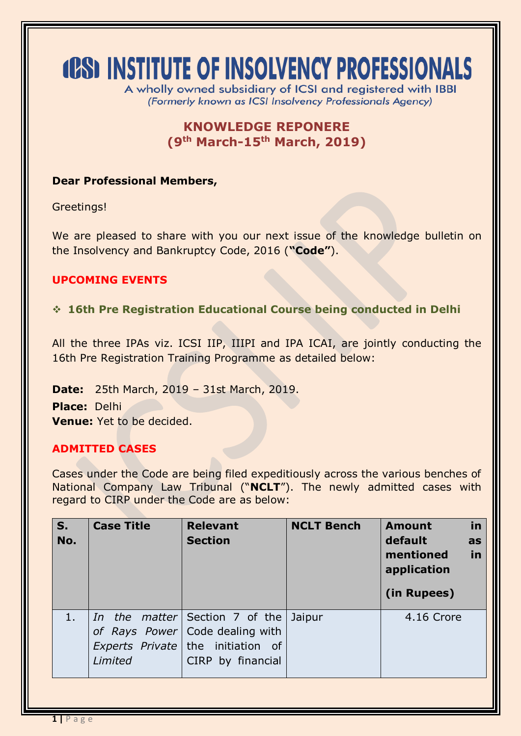# ICSI INSTITUTE OF INSOLVENCY PROFESSIONALS

A wholly owned subsidiary of ICSI and registered with IBBI
*(Formerly known as ICSI Insolvency Professionals Agency)*

## KNOWLEDGE REPONERE
## (9th March-15th March, 2019)

**Dear Professional Members,**

Greetings!

We are pleased to share with you our next issue of the knowledge bulletin on the Insolvency and Bankruptcy Code, 2016 (**"Code"**).

### UPCOMING EVENTS

❖ **16th Pre Registration Educational Course being conducted in Delhi**

All the three IPAs viz. ICSI IIP, IIIPI and IPA ICAI, are jointly conducting the 16th Pre Registration Training Programme as detailed below:

**Date:** 25th March, 2019 – 31st March, 2019.
**Place:** Delhi
**Venue:** Yet to be decided.

### ADMITTED CASES

Cases under the Code are being filed expeditiously across the various benches of National Company Law Tribunal ("**NCLT**"). The newly admitted cases with regard to CIRP under the Code are as below:

| S. No. | Case Title | Relevant Section | NCLT Bench | Amount in default as mentioned in application (in Rupees) |
|---|---|---|---|---|
| 1. | *In the matter of Rays Power Experts Private Limited* | Section 7 of the Code dealing with the initiation of CIRP by financial | Jaipur | 4.16 Crore |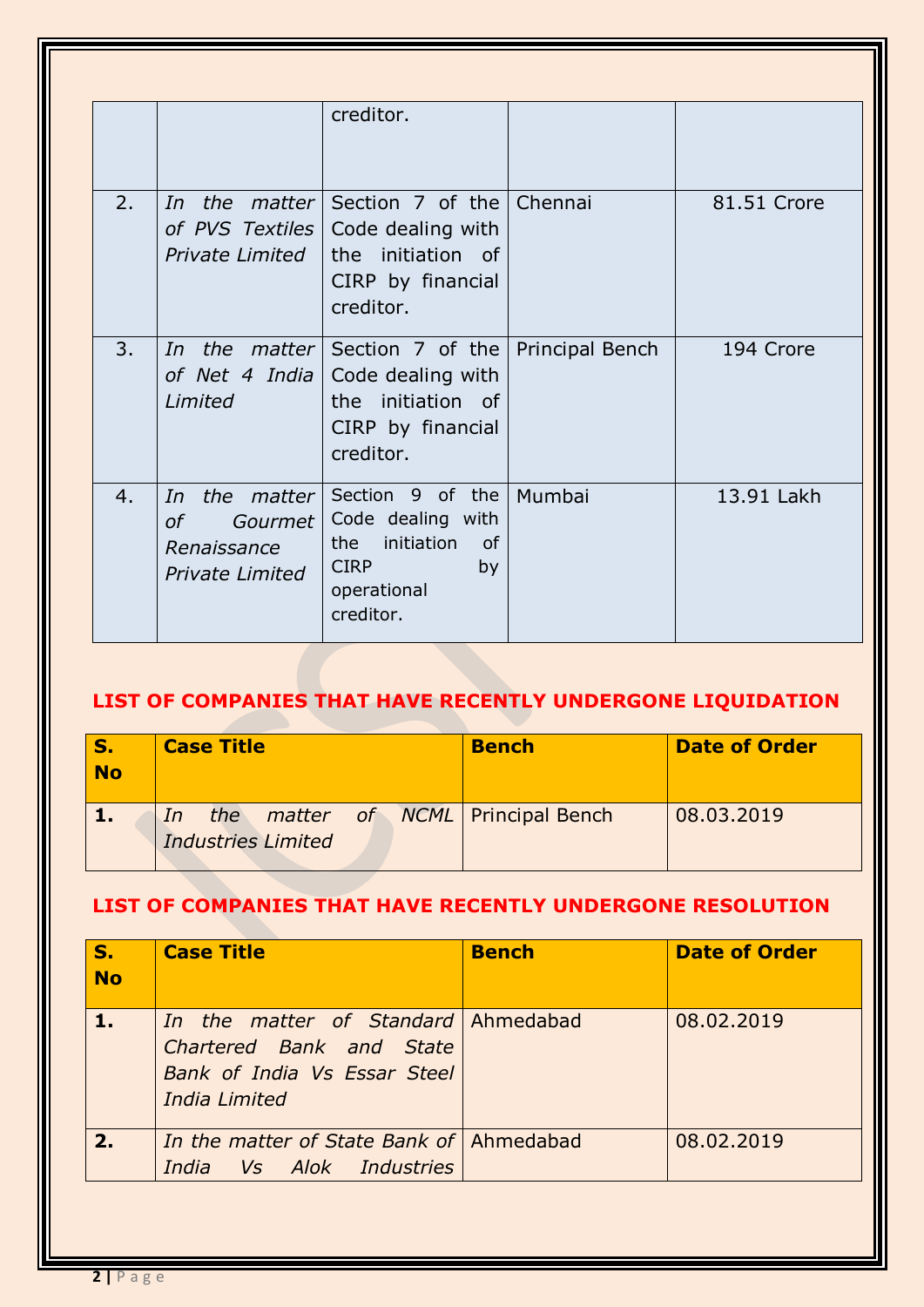| | | creditor. | | |
|---|---|---|---|---|
| 2. | *In the matter of PVS Textiles Private Limited* | Section 7 of the Code dealing with the initiation of CIRP by financial creditor. | Chennai | 81.51 Crore |
| 3. | *In the matter of Net 4 India Limited* | Section 7 of the Code dealing with the initiation of CIRP by financial creditor. | Principal Bench | 194 Crore |
| 4. | *In the matter of Gourmet Renaissance Private Limited* | Section 9 of the Code dealing with the initiation of CIRP by operational creditor. | Mumbai | 13.91 Lakh |

## LIST OF COMPANIES THAT HAVE RECENTLY UNDERGONE LIQUIDATION

| S. No | Case Title | Bench | Date of Order |
|---|---|---|---|
| **1.** | *In the matter of NCML Industries Limited* | Principal Bench | 08.03.2019 |

## LIST OF COMPANIES THAT HAVE RECENTLY UNDERGONE RESOLUTION

| S. No | Case Title | Bench | Date of Order |
|---|---|---|---|
| **1.** | *In the matter of Standard Chartered Bank and State Bank of India Vs Essar Steel India Limited* | Ahmedabad | 08.02.2019 |
| **2.** | *In the matter of State Bank of India Vs Alok Industries* | Ahmedabad | 08.02.2019 |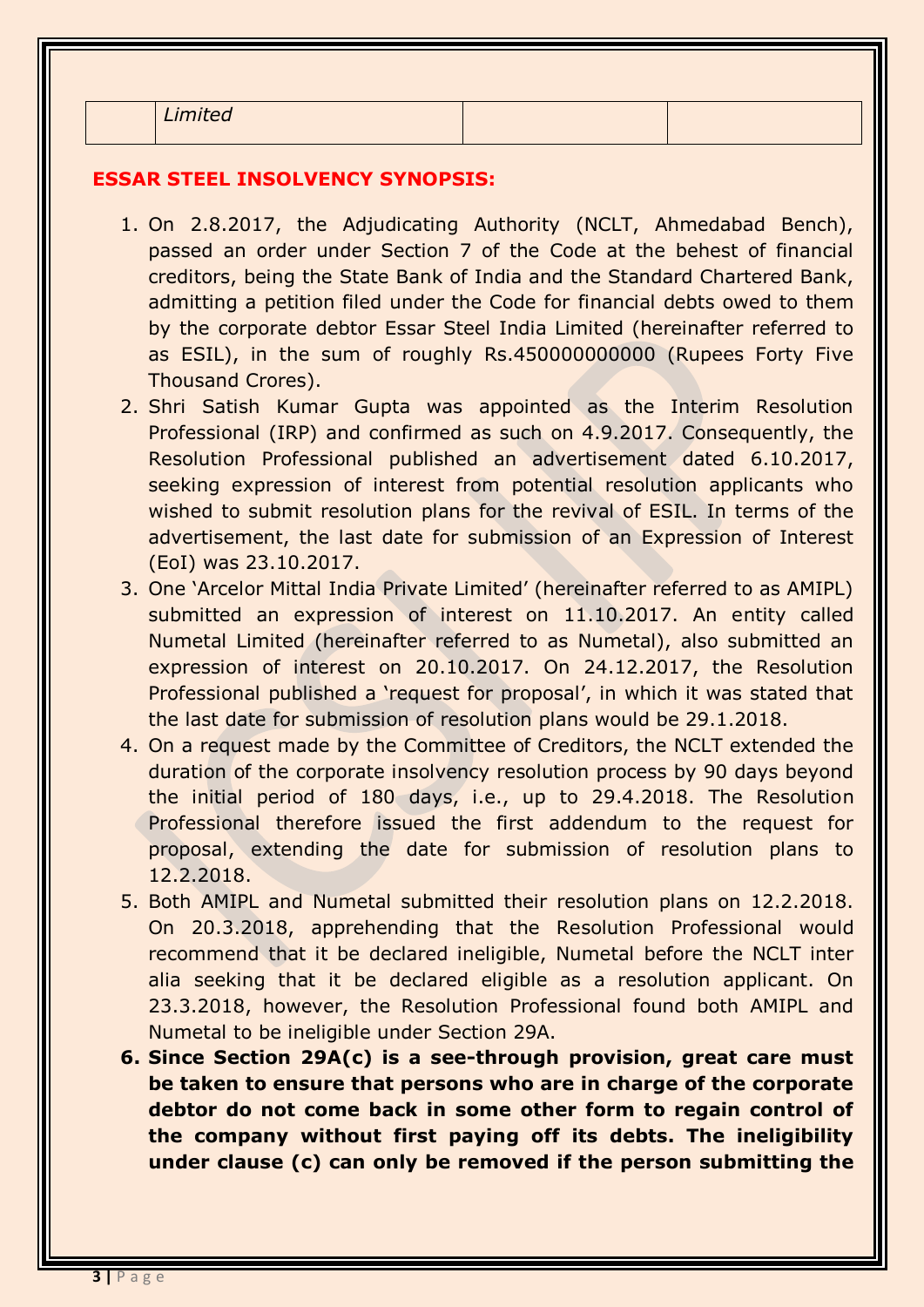|  | *Limited* |  |  |
|---|---|---|---|

## ESSAR STEEL INSOLVENCY SYNOPSIS:

1. On 2.8.2017, the Adjudicating Authority (NCLT, Ahmedabad Bench), passed an order under Section 7 of the Code at the behest of financial creditors, being the State Bank of India and the Standard Chartered Bank, admitting a petition filed under the Code for financial debts owed to them by the corporate debtor Essar Steel India Limited (hereinafter referred to as ESIL), in the sum of roughly Rs.450000000000 (Rupees Forty Five Thousand Crores).
2. Shri Satish Kumar Gupta was appointed as the Interim Resolution Professional (IRP) and confirmed as such on 4.9.2017. Consequently, the Resolution Professional published an advertisement dated 6.10.2017, seeking expression of interest from potential resolution applicants who wished to submit resolution plans for the revival of ESIL. In terms of the advertisement, the last date for submission of an Expression of Interest (EoI) was 23.10.2017.
3. One 'Arcelor Mittal India Private Limited' (hereinafter referred to as AMIPL) submitted an expression of interest on 11.10.2017. An entity called Numetal Limited (hereinafter referred to as Numetal), also submitted an expression of interest on 20.10.2017. On 24.12.2017, the Resolution Professional published a 'request for proposal', in which it was stated that the last date for submission of resolution plans would be 29.1.2018.
4. On a request made by the Committee of Creditors, the NCLT extended the duration of the corporate insolvency resolution process by 90 days beyond the initial period of 180 days, i.e., up to 29.4.2018. The Resolution Professional therefore issued the first addendum to the request for proposal, extending the date for submission of resolution plans to 12.2.2018.
5. Both AMIPL and Numetal submitted their resolution plans on 12.2.2018. On 20.3.2018, apprehending that the Resolution Professional would recommend that it be declared ineligible, Numetal before the NCLT inter alia seeking that it be declared eligible as a resolution applicant. On 23.3.2018, however, the Resolution Professional found both AMIPL and Numetal to be ineligible under Section 29A.
6. **Since Section 29A(c) is a see-through provision, great care must be taken to ensure that persons who are in charge of the corporate debtor do not come back in some other form to regain control of the company without first paying off its debts. The ineligibility under clause (c) can only be removed if the person submitting the**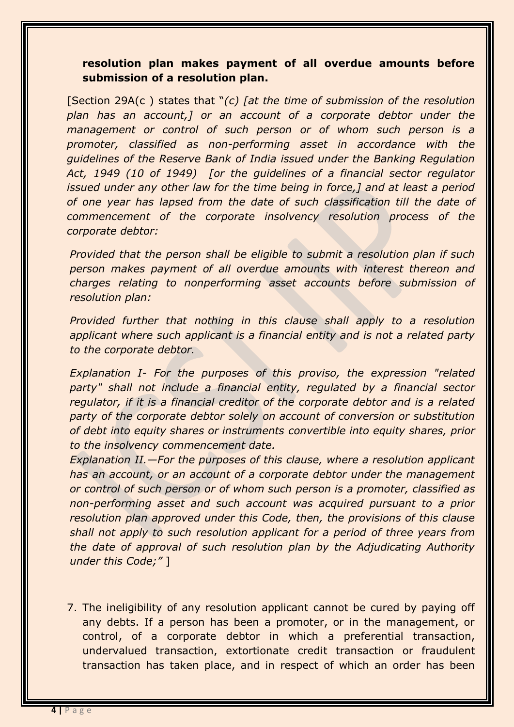**resolution plan makes payment of all overdue amounts before submission of a resolution plan.**

[Section 29A(c ) states that "*(c) [at the time of submission of the resolution plan has an account,] or an account of a corporate debtor under the management or control of such person or of whom such person is a promoter, classified as non-performing asset in accordance with the guidelines of the Reserve Bank of India issued under the Banking Regulation Act, 1949 (10 of 1949) [or the guidelines of a financial sector regulator issued under any other law for the time being in force,] and at least a period of one year has lapsed from the date of such classification till the date of commencement of the corporate insolvency resolution process of the corporate debtor:*

*Provided that the person shall be eligible to submit a resolution plan if such person makes payment of all overdue amounts with interest thereon and charges relating to nonperforming asset accounts before submission of resolution plan:*

*Provided further that nothing in this clause shall apply to a resolution applicant where such applicant is a financial entity and is not a related party to the corporate debtor.*

*Explanation I- For the purposes of this proviso, the expression "related party" shall not include a financial entity, regulated by a financial sector regulator, if it is a financial creditor of the corporate debtor and is a related party of the corporate debtor solely on account of conversion or substitution of debt into equity shares or instruments convertible into equity shares, prior to the insolvency commencement date.*

*Explanation II.—For the purposes of this clause, where a resolution applicant has an account, or an account of a corporate debtor under the management or control of such person or of whom such person is a promoter, classified as non-performing asset and such account was acquired pursuant to a prior resolution plan approved under this Code, then, the provisions of this clause shall not apply to such resolution applicant for a period of three years from the date of approval of such resolution plan by the Adjudicating Authority under this Code;"* ]

7. The ineligibility of any resolution applicant cannot be cured by paying off any debts. If a person has been a promoter, or in the management, or control, of a corporate debtor in which a preferential transaction, undervalued transaction, extortionate credit transaction or fraudulent transaction has taken place, and in respect of which an order has been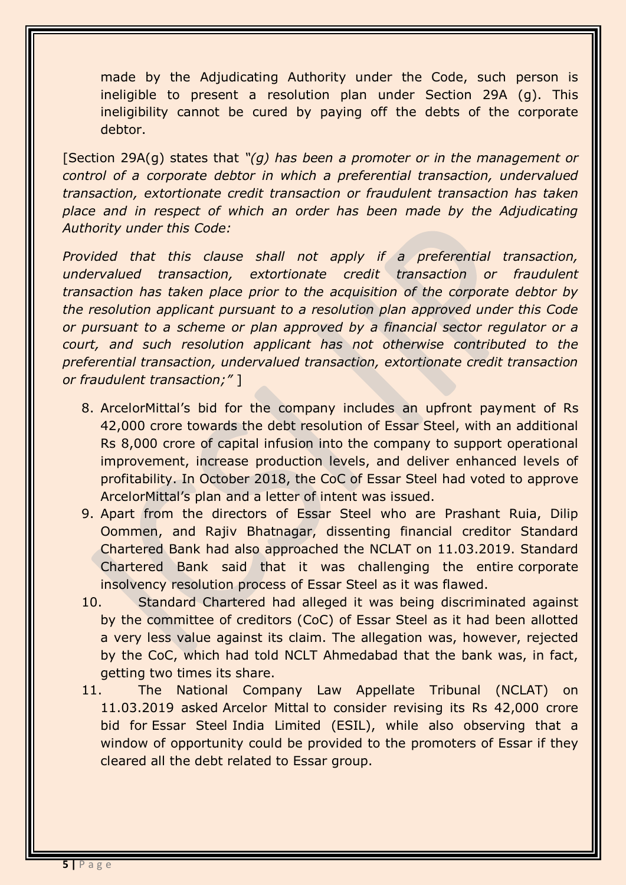made by the Adjudicating Authority under the Code, such person is ineligible to present a resolution plan under Section 29A (g). This ineligibility cannot be cured by paying off the debts of the corporate debtor.

[Section 29A(g) states that *"(g) has been a promoter or in the management or control of a corporate debtor in which a preferential transaction, undervalued transaction, extortionate credit transaction or fraudulent transaction has taken place and in respect of which an order has been made by the Adjudicating Authority under this Code:*

*Provided that this clause shall not apply if a preferential transaction, undervalued transaction, extortionate credit transaction or fraudulent transaction has taken place prior to the acquisition of the corporate debtor by the resolution applicant pursuant to a resolution plan approved under this Code or pursuant to a scheme or plan approved by a financial sector regulator or a court, and such resolution applicant has not otherwise contributed to the preferential transaction, undervalued transaction, extortionate credit transaction or fraudulent transaction;"* ]

8. ArcelorMittal's bid for the company includes an upfront payment of Rs 42,000 crore towards the debt resolution of Essar Steel, with an additional Rs 8,000 crore of capital infusion into the company to support operational improvement, increase production levels, and deliver enhanced levels of profitability. In October 2018, the CoC of Essar Steel had voted to approve ArcelorMittal's plan and a letter of intent was issued.
9. Apart from the directors of Essar Steel who are Prashant Ruia, Dilip Oommen, and Rajiv Bhatnagar, dissenting financial creditor Standard Chartered Bank had also approached the NCLAT on 11.03.2019. Standard Chartered Bank said that it was challenging the entire corporate insolvency resolution process of Essar Steel as it was flawed.
10. Standard Chartered had alleged it was being discriminated against by the committee of creditors (CoC) of Essar Steel as it had been allotted a very less value against its claim. The allegation was, however, rejected by the CoC, which had told NCLT Ahmedabad that the bank was, in fact, getting two times its share.
11. The National Company Law Appellate Tribunal (NCLAT) on 11.03.2019 asked Arcelor Mittal to consider revising its Rs 42,000 crore bid for Essar Steel India Limited (ESIL), while also observing that a window of opportunity could be provided to the promoters of Essar if they cleared all the debt related to Essar group.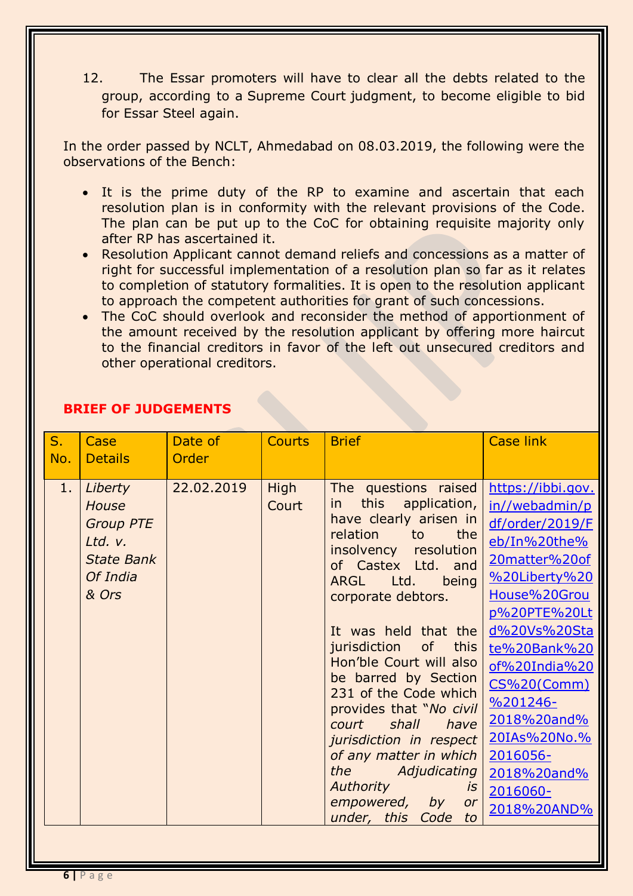12. The Essar promoters will have to clear all the debts related to the group, according to a Supreme Court judgment, to become eligible to bid for Essar Steel again.

In the order passed by NCLT, Ahmedabad on 08.03.2019, the following were the observations of the Bench:

- It is the prime duty of the RP to examine and ascertain that each resolution plan is in conformity with the relevant provisions of the Code. The plan can be put up to the CoC for obtaining requisite majority only after RP has ascertained it.
- Resolution Applicant cannot demand reliefs and concessions as a matter of right for successful implementation of a resolution plan so far as it relates to completion of statutory formalities. It is open to the resolution applicant to approach the competent authorities for grant of such concessions.
- The CoC should overlook and reconsider the method of apportionment of the amount received by the resolution applicant by offering more haircut to the financial creditors in favor of the left out unsecured creditors and other operational creditors.

## BRIEF OF JUDGEMENTS

| S. No. | Case Details | Date of Order | Courts | Brief | Case link |
|---|---|---|---|---|---|
| 1. | *Liberty House Group PTE Ltd. v. State Bank Of India & Ors* | 22.02.2019 | High Court | The questions raised in this application, have clearly arisen in relation to the insolvency resolution of Castex Ltd. and ARGL Ltd. being corporate debtors.<br><br>It was held that the jurisdiction of this Hon'ble Court will also be barred by Section 231 of the Code which provides that "*No civil court shall have jurisdiction in respect of any matter in which the Adjudicating Authority is empowered, by or under, this Code to* | https://ibbi.gov.in//webadmin/pdf/order/2019/Feb/In%20the%20matter%20of%20Liberty%20House%20Group%20PTE%20Ltd%20Vs%20State%20Bank%20of%20India%20CS%20(Comm)%201246-2018%20and%20IAs%20No.%2016056-2018%20and%2016060-2018%20AND% |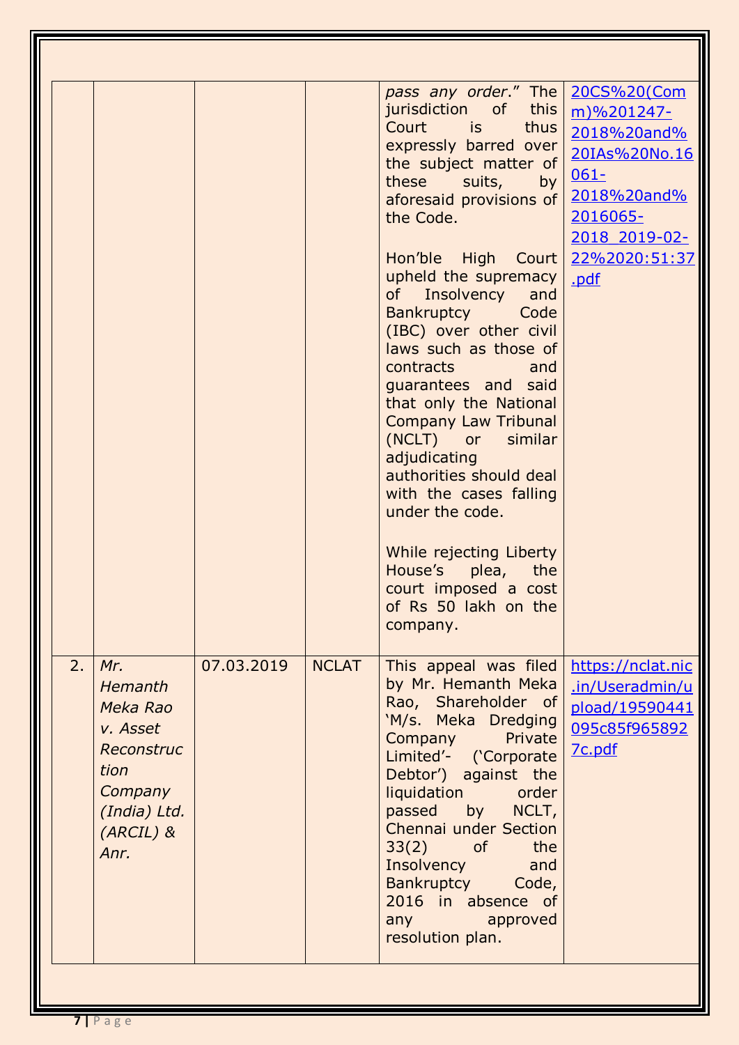| | | | | | |
|---|---|---|---|---|---|
| | | | | *pass any order*." The jurisdiction of this Court is thus expressly barred over the subject matter of these suits, by aforesaid provisions of the Code.<br><br>Hon'ble High Court upheld the supremacy of Insolvency and Bankruptcy Code (IBC) over other civil laws such as those of contracts and guarantees and said that only the National Company Law Tribunal (NCLT) or similar adjudicating authorities should deal with the cases falling under the code.<br><br>While rejecting Liberty House's plea, the court imposed a cost of Rs 50 lakh on the company. | 20CS%20(Comm)%201247-2018%20and%20IAs%20No.16061-2018%20and%2016065-2018_2019-02-22%2020:51:37.pdf |
| 2. | *Mr. Hemanth Meka Rao v. Asset Reconstruction Company (India) Ltd. (ARCIL) & Anr.* | 07.03.2019 | NCLAT | This appeal was filed by Mr. Hemanth Meka Rao, Shareholder of 'M/s. Meka Dredging Company Private Limited'- ('Corporate Debtor') against the liquidation order passed by NCLT, Chennai under Section 33(2) of the Insolvency and Bankruptcy Code, 2016 in absence of any approved resolution plan. | https://nclat.nic.in/Useradmin/upload/19590441095c85f9658927c.pdf |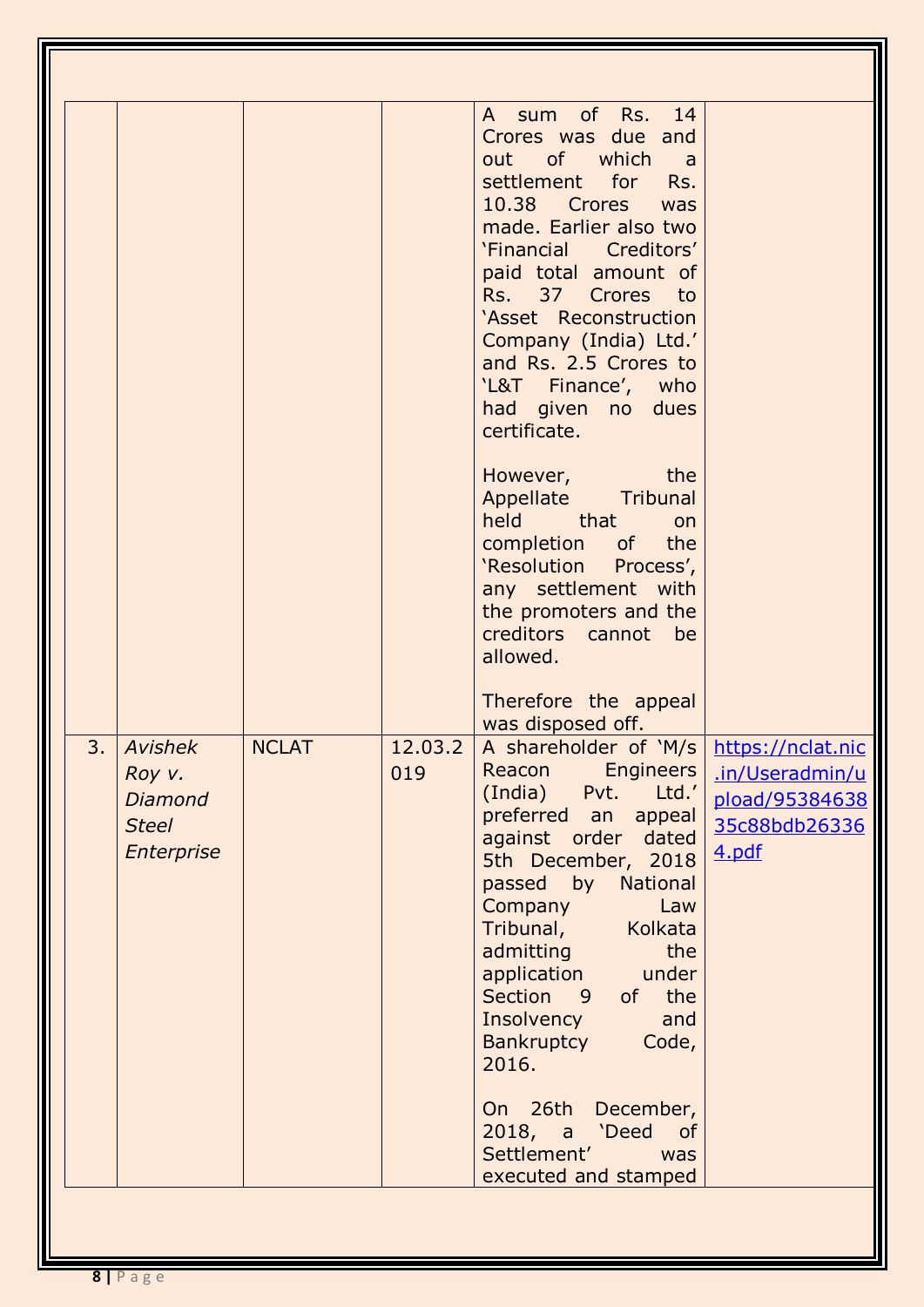| | | | | | |
|---|---|---|---|---|---|
| | | | | A sum of Rs. 14 Crores was due and out of which a settlement for Rs. 10.38 Crores was made. Earlier also two 'Financial Creditors' paid total amount of Rs. 37 Crores to 'Asset Reconstruction Company (India) Ltd.' and Rs. 2.5 Crores to 'L&T Finance', who had given no dues certificate.<br><br>However, the Appellate Tribunal held that on completion of the 'Resolution Process', any settlement with the promoters and the creditors cannot be allowed.<br><br>Therefore the appeal was disposed off. | |
| 3. | *Avishek Roy v. Diamond Steel Enterprise* | NCLAT | 12.03.2019 | A shareholder of 'M/s Reacon Engineers (India) Pvt. Ltd.' preferred an appeal against order dated 5th December, 2018 passed by National Company Law Tribunal, Kolkata admitting the application under Section 9 of the Insolvency and Bankruptcy Code, 2016.<br><br>On 26th December, 2018, a 'Deed of Settlement' was executed and stamped | https://nclat.nic.in/Useradmin/upload/9538463835c88bdb263364.pdf |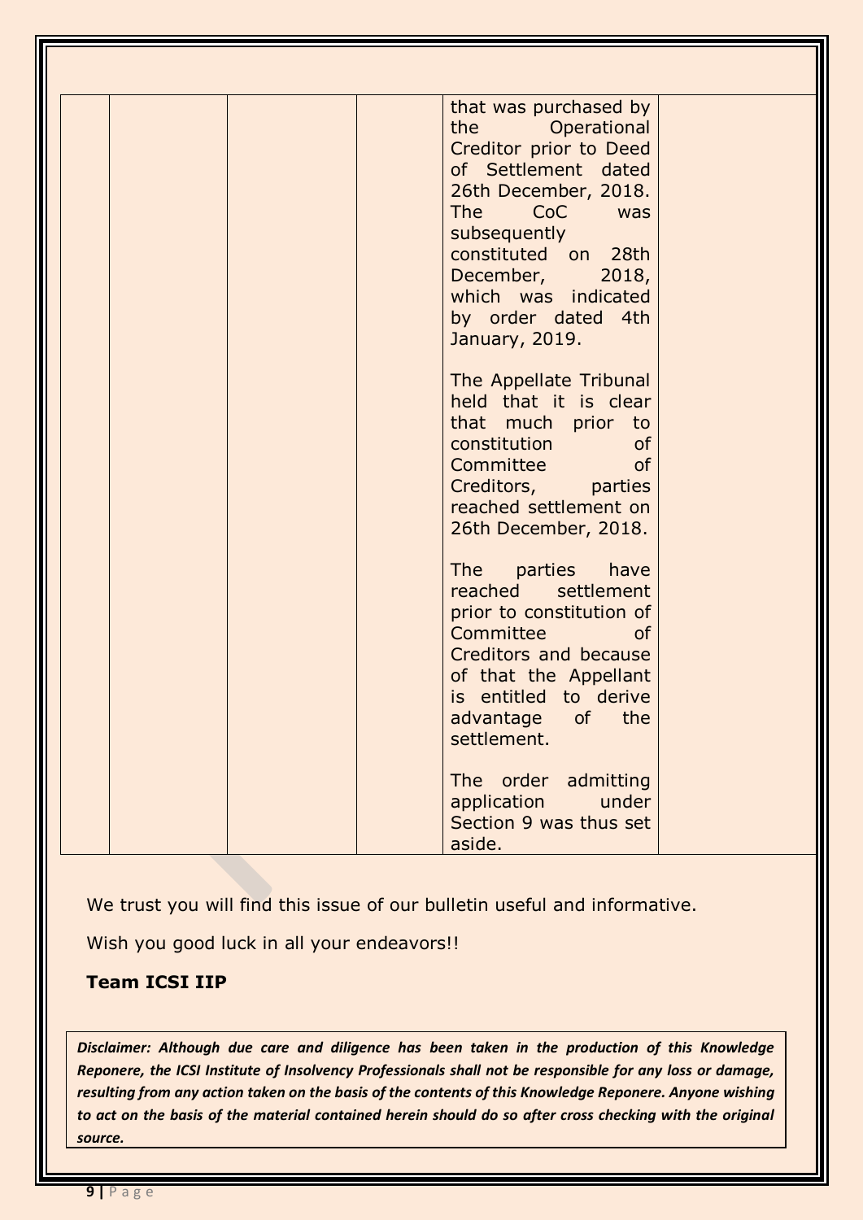| | | | | | |
|---|---|---|---|---|---|
| | | | | that was purchased by the Operational Creditor prior to Deed of Settlement dated 26th December, 2018. The CoC was subsequently constituted on 28th December, 2018, which was indicated by order dated 4th January, 2019.<br><br>The Appellate Tribunal held that it is clear that much prior to constitution of Committee of Creditors, parties reached settlement on 26th December, 2018.<br><br>The parties have reached settlement prior to constitution of Committee of Creditors and because of that the Appellant is entitled to derive advantage of the settlement.<br><br>The order admitting application under Section 9 was thus set aside. | |

We trust you will find this issue of our bulletin useful and informative.

Wish you good luck in all your endeavors!!

**Team ICSI IIP**

***Disclaimer: Although due care and diligence has been taken in the production of this Knowledge Reponere, the ICSI Institute of Insolvency Professionals shall not be responsible for any loss or damage, resulting from any action taken on the basis of the contents of this Knowledge Reponere. Anyone wishing to act on the basis of the material contained herein should do so after cross checking with the original source.***